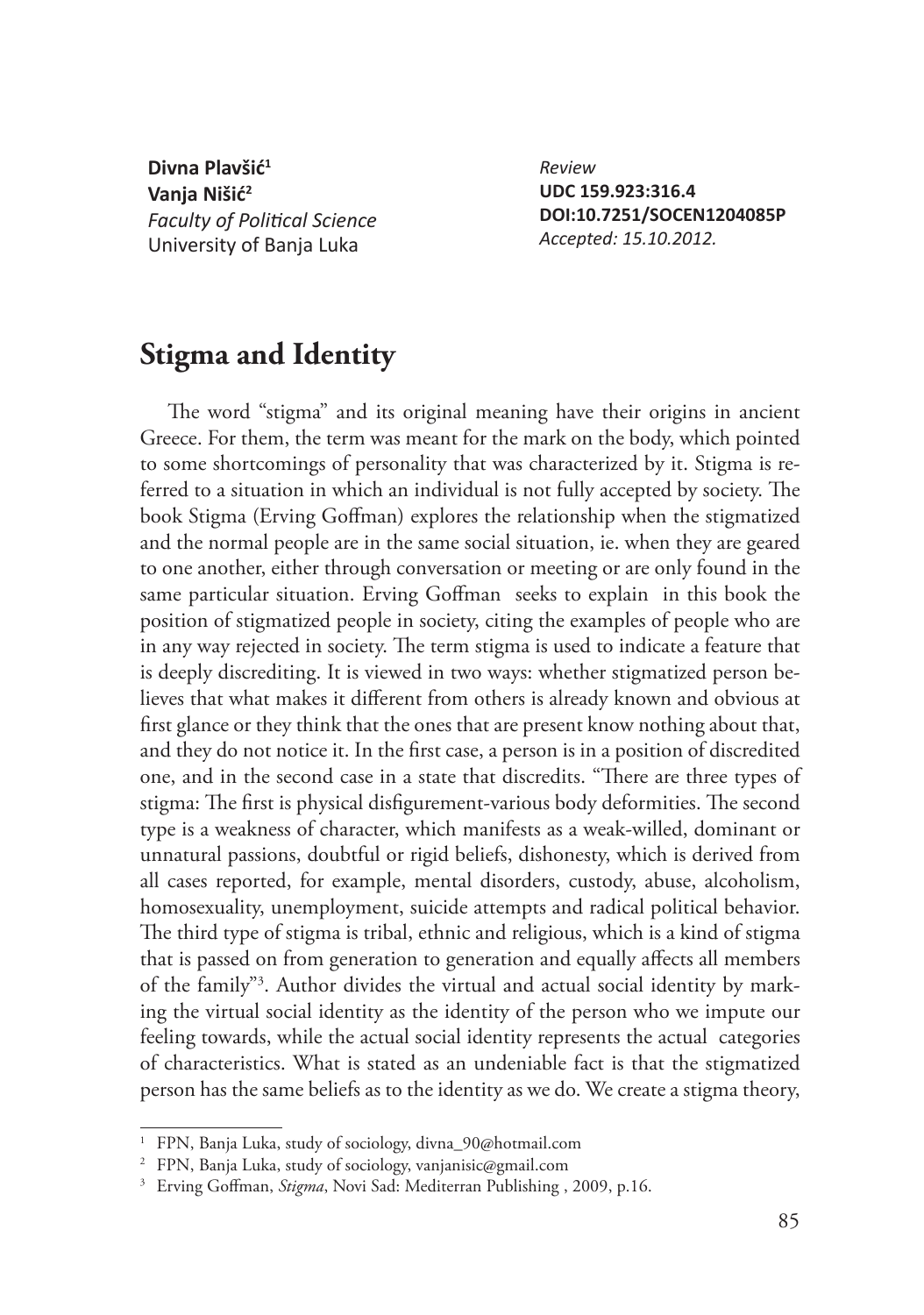**Divna Plavšić**[1]
**Vanja Nišić**[2]
*Faculty of Political Science*
University of Banja Luka

*Review*
**UDC 159.923:316.4**
**DOI:10.7251/SOCEN1204085P**
*Accepted: 15.10.2012.*

# Stigma and Identity

The word "stigma" and its original meaning have their origins in ancient Greece. For them, the term was meant for the mark on the body, which pointed to some shortcomings of personality that was characterized by it. Stigma is referred to a situation in which an individual is not fully accepted by society. The book Stigma (Erving Goffman) explores the relationship when the stigmatized and the normal people are in the same social situation, ie. when they are geared to one another, either through conversation or meeting or are only found in the same particular situation. Erving Goffman seeks to explain in this book the position of stigmatized people in society, citing the examples of people who are in any way rejected in society. The term stigma is used to indicate a feature that is deeply discrediting. It is viewed in two ways: whether stigmatized person believes that what makes it different from others is already known and obvious at first glance or they think that the ones that are present know nothing about that, and they do not notice it. In the first case, a person is in a position of discredited one, and in the second case in a state that discredits. "There are three types of stigma: The first is physical disfigurement-various body deformities. The second type is a weakness of character, which manifests as a weak-willed, dominant or unnatural passions, doubtful or rigid beliefs, dishonesty, which is derived from all cases reported, for example, mental disorders, custody, abuse, alcoholism, homosexuality, unemployment, suicide attempts and radical political behavior. The third type of stigma is tribal, ethnic and religious, which is a kind of stigma that is passed on from generation to generation and equally affects all members of the family"[3]. Author divides the virtual and actual social identity by marking the virtual social identity as the identity of the person who we impute our feeling towards, while the actual social identity represents the actual categories of characteristics. What is stated as an undeniable fact is that the stigmatized person has the same beliefs as to the identity as we do. We create a stigma theory,

---

[1] FPN, Banja Luka, study of sociology, divna_90@hotmail.com

[2] FPN, Banja Luka, study of sociology, vanjanisic@gmail.com

[3] Erving Goffman, *Stigma*, Novi Sad: Mediterran Publishing , 2009, p.16.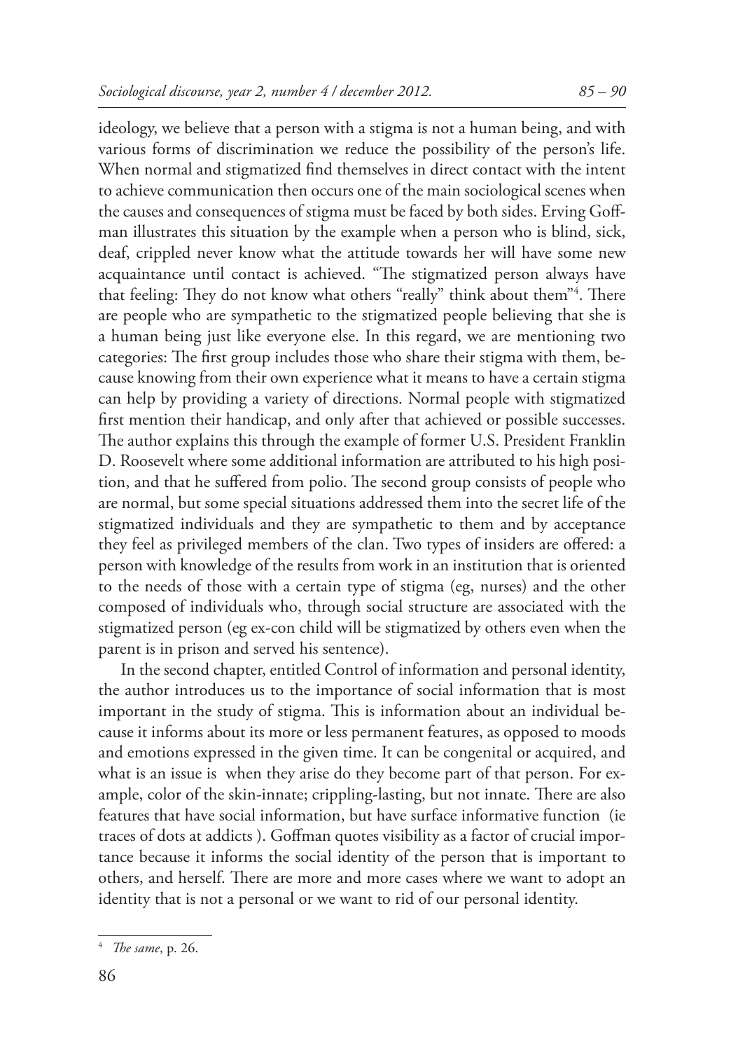ideology, we believe that a person with a stigma is not a human being, and with various forms of discrimination we reduce the possibility of the person's life. When normal and stigmatized find themselves in direct contact with the intent to achieve communication then occurs one of the main sociological scenes when the causes and consequences of stigma must be faced by both sides. Erving Goffman illustrates this situation by the example when a person who is blind, sick, deaf, crippled never know what the attitude towards her will have some new acquaintance until contact is achieved. "The stigmatized person always have that feeling: They do not know what others "really" think about them"[4]. There are people who are sympathetic to the stigmatized people believing that she is a human being just like everyone else. In this regard, we are mentioning two categories: The first group includes those who share their stigma with them, because knowing from their own experience what it means to have a certain stigma can help by providing a variety of directions. Normal people with stigmatized first mention their handicap, and only after that achieved or possible successes. The author explains this through the example of former U.S. President Franklin D. Roosevelt where some additional information are attributed to his high position, and that he suffered from polio. The second group consists of people who are normal, but some special situations addressed them into the secret life of the stigmatized individuals and they are sympathetic to them and by acceptance they feel as privileged members of the clan. Two types of insiders are offered: a person with knowledge of the results from work in an institution that is oriented to the needs of those with a certain type of stigma (eg, nurses) and the other composed of individuals who, through social structure are associated with the stigmatized person (eg ex-con child will be stigmatized by others even when the parent is in prison and served his sentence).

In the second chapter, entitled Control of information and personal identity, the author introduces us to the importance of social information that is most important in the study of stigma. This is information about an individual because it informs about its more or less permanent features, as opposed to moods and emotions expressed in the given time. It can be congenital or acquired, and what is an issue is when they arise do they become part of that person. For example, color of the skin-innate; crippling-lasting, but not innate. There are also features that have social information, but have surface informative function (ie traces of dots at addicts ). Goffman quotes visibility as a factor of crucial importance because it informs the social identity of the person that is important to others, and herself. There are more and more cases where we want to adopt an identity that is not a personal or we want to rid of our personal identity.

---

[4] *The same*, p. 26.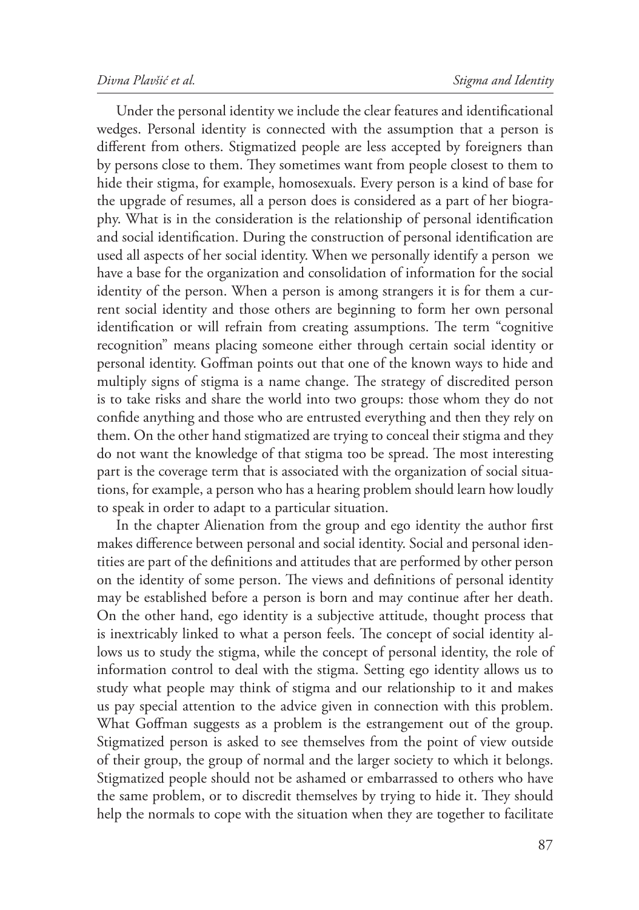Under the personal identity we include the clear features and identificational wedges. Personal identity is connected with the assumption that a person is different from others. Stigmatized people are less accepted by foreigners than by persons close to them. They sometimes want from people closest to them to hide their stigma, for example, homosexuals. Every person is a kind of base for the upgrade of resumes, all a person does is considered as a part of her biography. What is in the consideration is the relationship of personal identification and social identification. During the construction of personal identification are used all aspects of her social identity. When we personally identify a person we have a base for the organization and consolidation of information for the social identity of the person. When a person is among strangers it is for them a current social identity and those others are beginning to form her own personal identification or will refrain from creating assumptions. The term "cognitive recognition" means placing someone either through certain social identity or personal identity. Goffman points out that one of the known ways to hide and multiply signs of stigma is a name change. The strategy of discredited person is to take risks and share the world into two groups: those whom they do not confide anything and those who are entrusted everything and then they rely on them. On the other hand stigmatized are trying to conceal their stigma and they do not want the knowledge of that stigma too be spread. The most interesting part is the coverage term that is associated with the organization of social situations, for example, a person who has a hearing problem should learn how loudly to speak in order to adapt to a particular situation.

In the chapter Alienation from the group and ego identity the author first makes difference between personal and social identity. Social and personal identities are part of the definitions and attitudes that are performed by other person on the identity of some person. The views and definitions of personal identity may be established before a person is born and may continue after her death. On the other hand, ego identity is a subjective attitude, thought process that is inextricably linked to what a person feels. The concept of social identity allows us to study the stigma, while the concept of personal identity, the role of information control to deal with the stigma. Setting ego identity allows us to study what people may think of stigma and our relationship to it and makes us pay special attention to the advice given in connection with this problem. What Goffman suggests as a problem is the estrangement out of the group. Stigmatized person is asked to see themselves from the point of view outside of their group, the group of normal and the larger society to which it belongs. Stigmatized people should not be ashamed or embarrassed to others who have the same problem, or to discredit themselves by trying to hide it. They should help the normals to cope with the situation when they are together to facilitate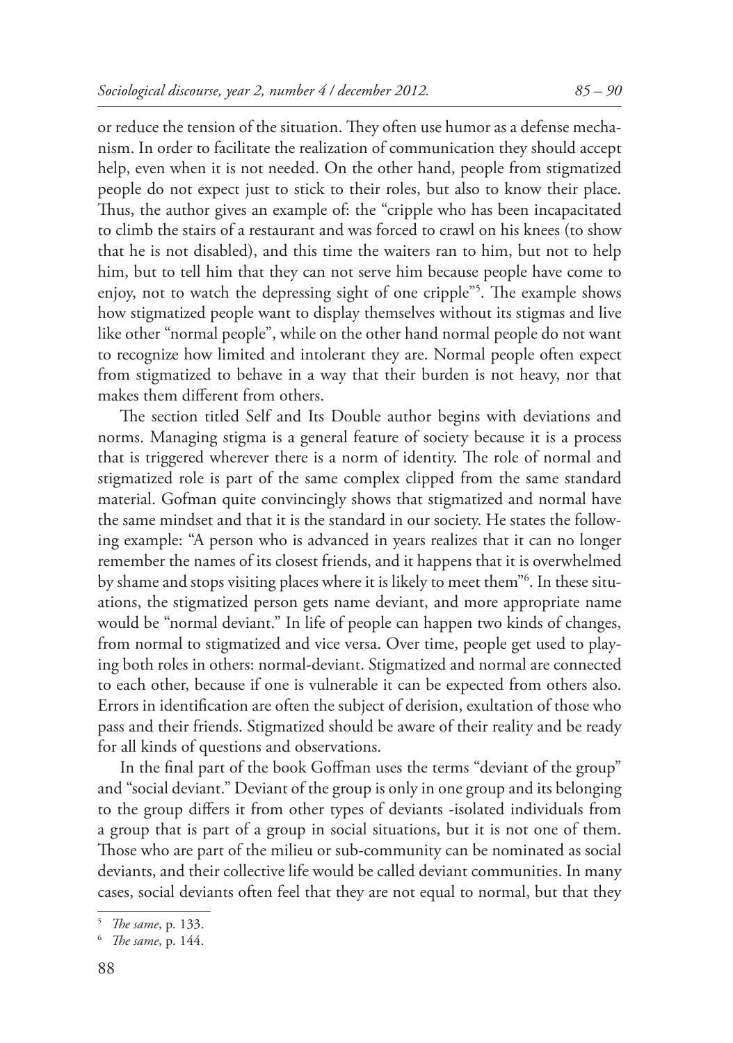or reduce the tension of the situation. They often use humor as a defense mechanism. In order to facilitate the realization of communication they should accept help, even when it is not needed. On the other hand, people from stigmatized people do not expect just to stick to their roles, but also to know their place. Thus, the author gives an example of: the "cripple who has been incapacitated to climb the stairs of a restaurant and was forced to crawl on his knees (to show that he is not disabled), and this time the waiters ran to him, but not to help him, but to tell him that they can not serve him because people have come to enjoy, not to watch the depressing sight of one cripple"[5]. The example shows how stigmatized people want to display themselves without its stigmas and live like other "normal people", while on the other hand normal people do not want to recognize how limited and intolerant they are. Normal people often expect from stigmatized to behave in a way that their burden is not heavy, nor that makes them different from others.

The section titled Self and Its Double author begins with deviations and norms. Managing stigma is a general feature of society because it is a process that is triggered wherever there is a norm of identity. The role of normal and stigmatized role is part of the same complex clipped from the same standard material. Gofman quite convincingly shows that stigmatized and normal have the same mindset and that it is the standard in our society. He states the following example: "A person who is advanced in years realizes that it can no longer remember the names of its closest friends, and it happens that it is overwhelmed by shame and stops visiting places where it is likely to meet them"[6]. In these situations, the stigmatized person gets name deviant, and more appropriate name would be "normal deviant." In life of people can happen two kinds of changes, from normal to stigmatized and vice versa. Over time, people get used to playing both roles in others: normal-deviant. Stigmatized and normal are connected to each other, because if one is vulnerable it can be expected from others also. Errors in identification are often the subject of derision, exultation of those who pass and their friends. Stigmatized should be aware of their reality and be ready for all kinds of questions and observations.

In the final part of the book Goffman uses the terms "deviant of the group" and "social deviant." Deviant of the group is only in one group and its belonging to the group differs it from other types of deviants -isolated individuals from a group that is part of a group in social situations, but it is not one of them. Those who are part of the milieu or sub-community can be nominated as social deviants, and their collective life would be called deviant communities. In many cases, social deviants often feel that they are not equal to normal, but that they

---

[5] *The same*, p. 133.

[6] *The same*, p. 144.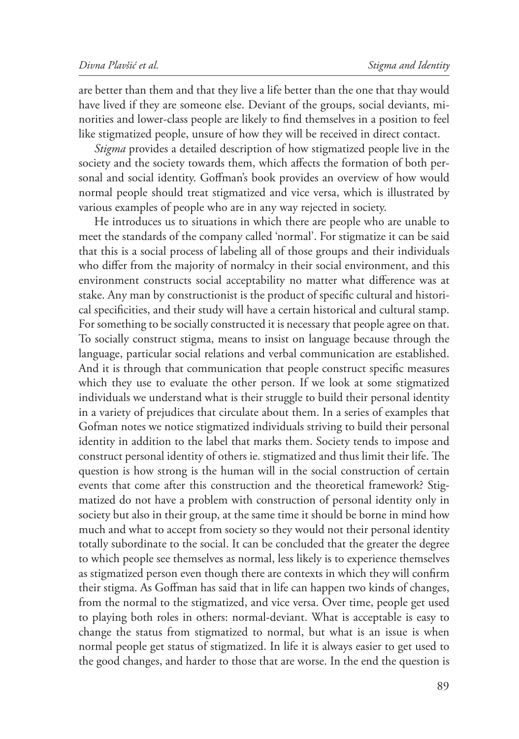are better than them and that they live a life better than the one that thay would have lived if they are someone else. Deviant of the groups, social deviants, minorities and lower-class people are likely to find themselves in a position to feel like stigmatized people, unsure of how they will be received in direct contact.

*Stigma* provides a detailed description of how stigmatized people live in the society and the society towards them, which affects the formation of both personal and social identity. Goffman's book provides an overview of how would normal people should treat stigmatized and vice versa, which is illustrated by various examples of people who are in any way rejected in society.

He introduces us to situations in which there are people who are unable to meet the standards of the company called 'normal'. For stigmatize it can be said that this is a social process of labeling all of those groups and their individuals who differ from the majority of normalcy in their social environment, and this environment constructs social acceptability no matter what difference was at stake. Any man by constructionist is the product of specific cultural and historical specificities, and their study will have a certain historical and cultural stamp. For something to be socially constructed it is necessary that people agree on that. To socially construct stigma, means to insist on language because through the language, particular social relations and verbal communication are established. And it is through that communication that people construct specific measures which they use to evaluate the other person. If we look at some stigmatized individuals we understand what is their struggle to build their personal identity in a variety of prejudices that circulate about them. In a series of examples that Gofman notes we notice stigmatized individuals striving to build their personal identity in addition to the label that marks them. Society tends to impose and construct personal identity of others ie. stigmatized and thus limit their life. The question is how strong is the human will in the social construction of certain events that come after this construction and the theoretical framework? Stigmatized do not have a problem with construction of personal identity only in society but also in their group, at the same time it should be borne in mind how much and what to accept from society so they would not their personal identity totally subordinate to the social. It can be concluded that the greater the degree to which people see themselves as normal, less likely is to experience themselves as stigmatized person even though there are contexts in which they will confirm their stigma. As Goffman has said that in life can happen two kinds of changes, from the normal to the stigmatized, and vice versa. Over time, people get used to playing both roles in others: normal-deviant. What is acceptable is easy to change the status from stigmatized to normal, but what is an issue is when normal people get status of stigmatized. In life it is always easier to get used to the good changes, and harder to those that are worse. In the end the question is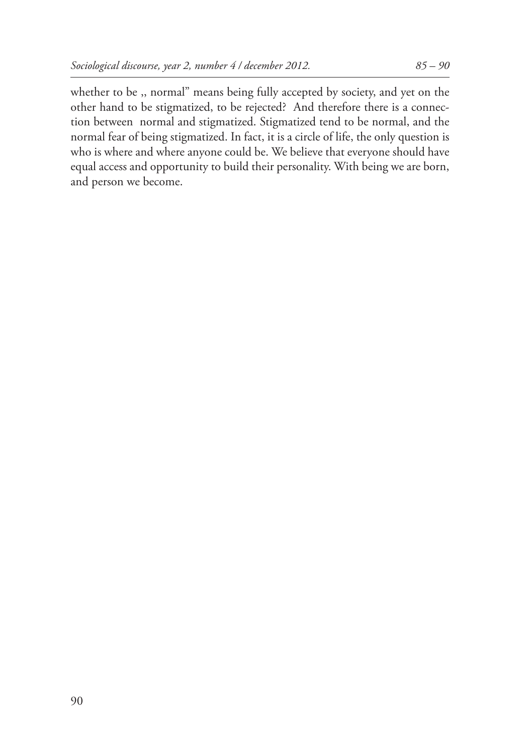whether to be ,, normal" means being fully accepted by society, and yet on the other hand to be stigmatized, to be rejected? And therefore there is a connection between normal and stigmatized. Stigmatized tend to be normal, and the normal fear of being stigmatized. In fact, it is a circle of life, the only question is who is where and where anyone could be. We believe that everyone should have equal access and opportunity to build their personality. With being we are born, and person we become.